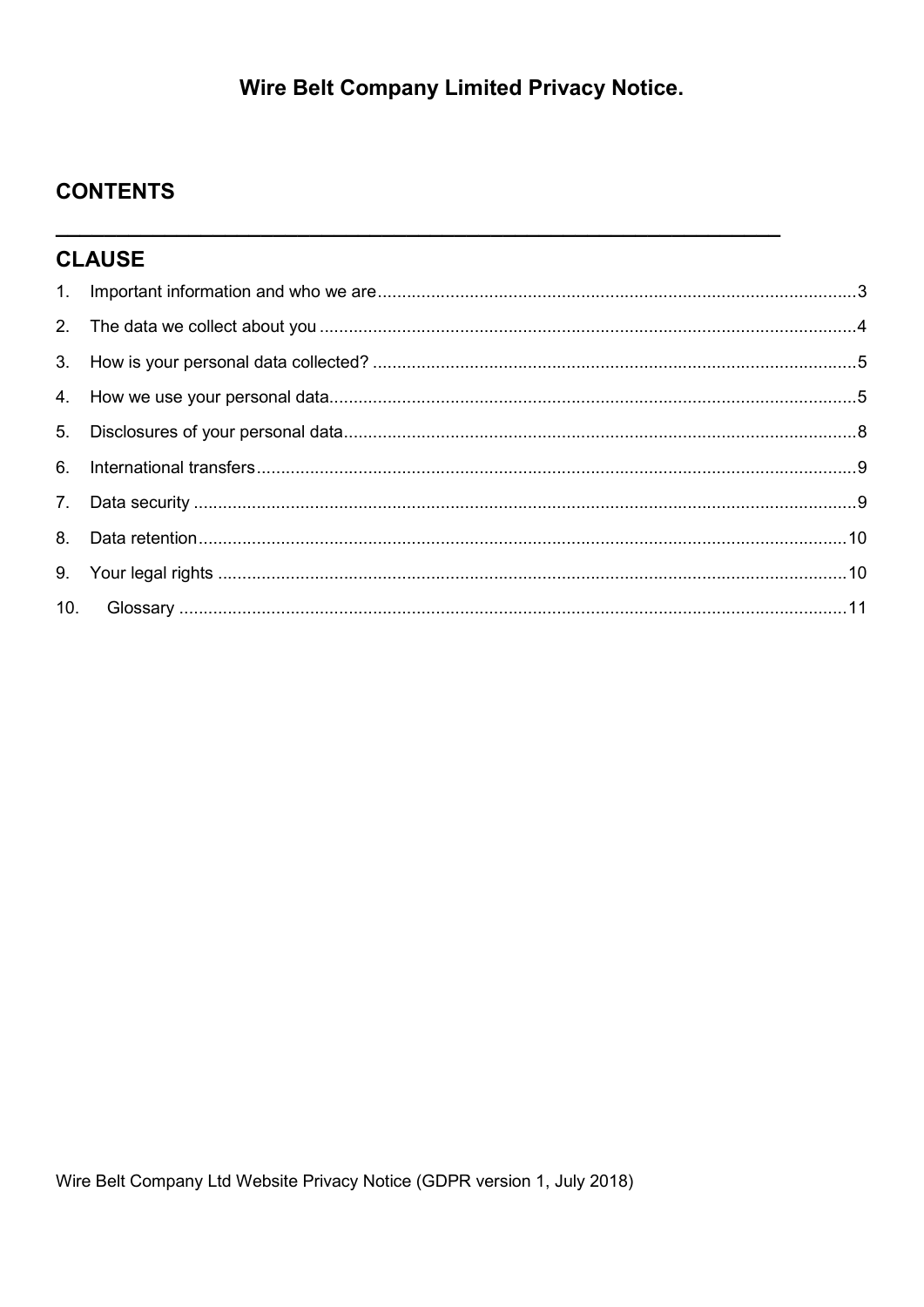# Wire Belt Company Limited Privacy Notice.

## CONTENTS

---

## CLAUSE

1. Important information and who we are ... 3
2. The data we collect about you ... 4
3. How is your personal data collected? ... 5
4. How we use your personal data ... 5
5. Disclosures of your personal data ... 8
6. International transfers ... 9
7. Data security ... 9
8. Data retention ... 10
9. Your legal rights ... 10
10. Glossary ... 11

Wire Belt Company Ltd Website Privacy Notice (GDPR version 1, July 2018)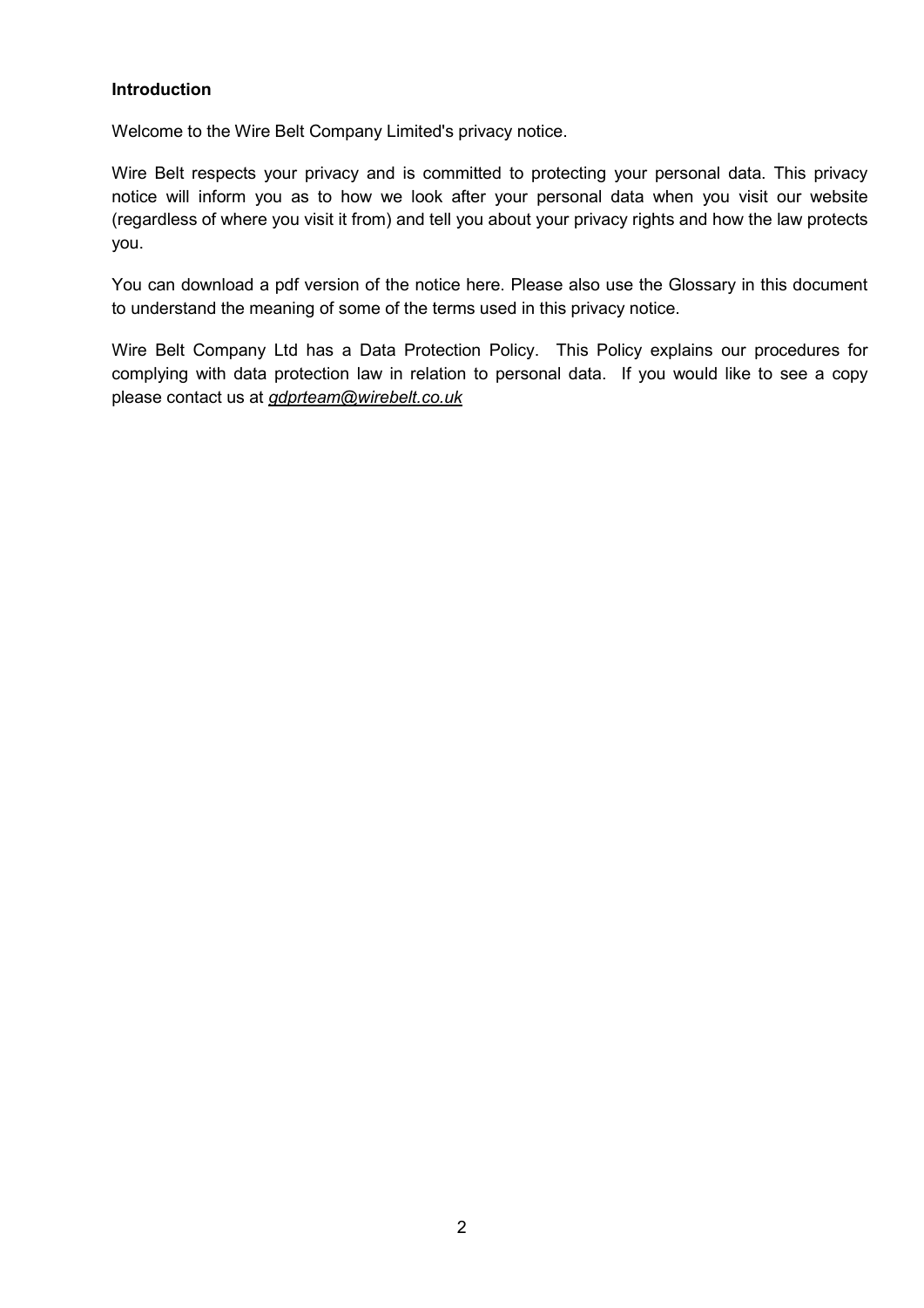**Introduction**

Welcome to the Wire Belt Company Limited's privacy notice.

Wire Belt respects your privacy and is committed to protecting your personal data. This privacy notice will inform you as to how we look after your personal data when you visit our website (regardless of where you visit it from) and tell you about your privacy rights and how the law protects you.

You can download a pdf version of the notice here. Please also use the Glossary in this document to understand the meaning of some of the terms used in this privacy notice.

Wire Belt Company Ltd has a Data Protection Policy. This Policy explains our procedures for complying with data protection law in relation to personal data. If you would like to see a copy please contact us at *gdprteam@wirebelt.co.uk*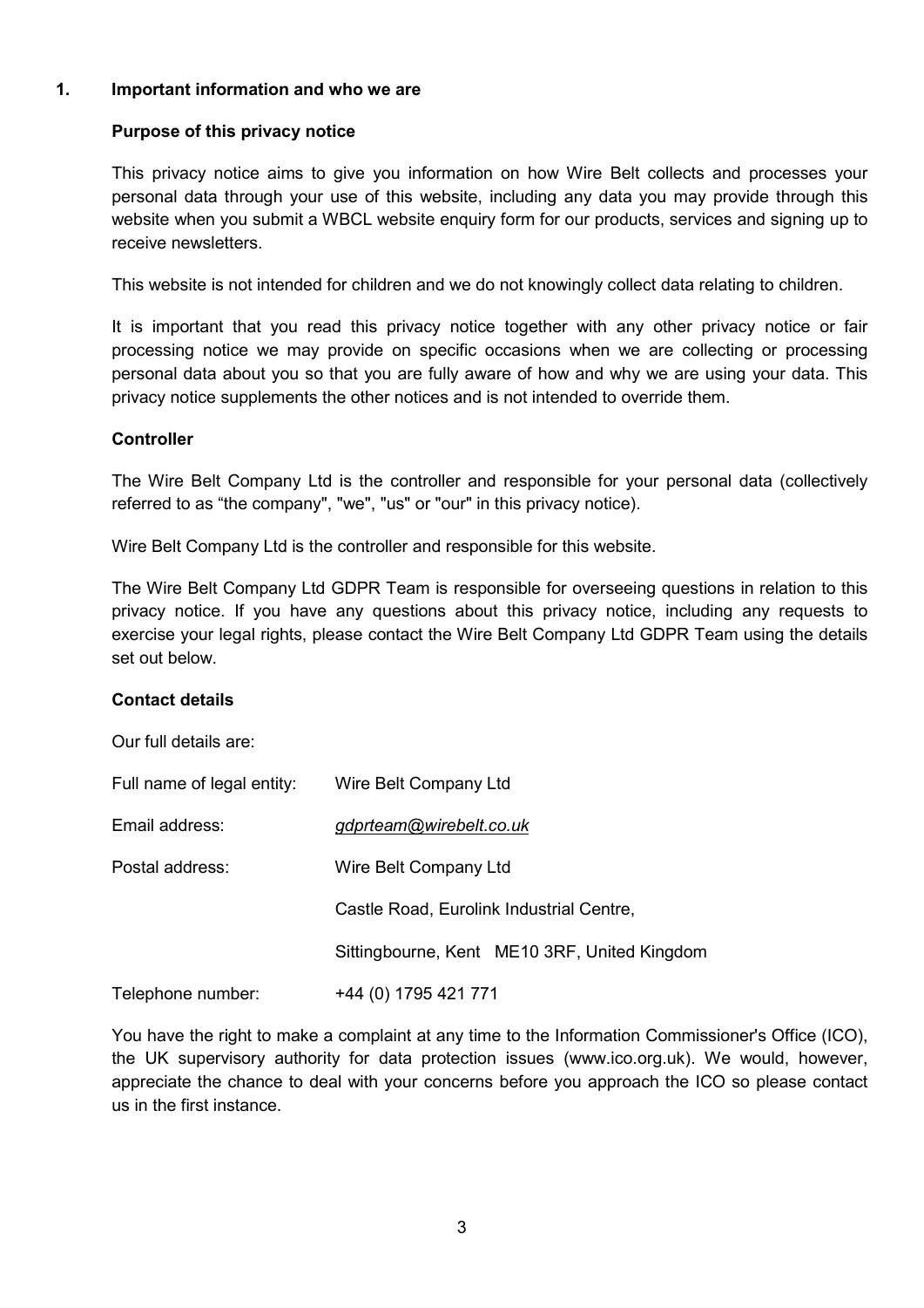## 1. Important information and who we are

### Purpose of this privacy notice

This privacy notice aims to give you information on how Wire Belt collects and processes your personal data through your use of this website, including any data you may provide through this website when you submit a WBCL website enquiry form for our products, services and signing up to receive newsletters.

This website is not intended for children and we do not knowingly collect data relating to children.

It is important that you read this privacy notice together with any other privacy notice or fair processing notice we may provide on specific occasions when we are collecting or processing personal data about you so that you are fully aware of how and why we are using your data. This privacy notice supplements the other notices and is not intended to override them.

### Controller

The Wire Belt Company Ltd is the controller and responsible for your personal data (collectively referred to as "the company", "we", "us" or "our" in this privacy notice).

Wire Belt Company Ltd is the controller and responsible for this website.

The Wire Belt Company Ltd GDPR Team is responsible for overseeing questions in relation to this privacy notice. If you have any questions about this privacy notice, including any requests to exercise your legal rights, please contact the Wire Belt Company Ltd GDPR Team using the details set out below.

### Contact details

Our full details are:

| | |
|---|---|
| Full name of legal entity: | Wire Belt Company Ltd |
| Email address: | *gdprteam@wirebelt.co.uk* |
| Postal address: | Wire Belt Company Ltd |
| | Castle Road, Eurolink Industrial Centre, |
| | Sittingbourne, Kent ME10 3RF, United Kingdom |
| Telephone number: | +44 (0) 1795 421 771 |

You have the right to make a complaint at any time to the Information Commissioner's Office (ICO), the UK supervisory authority for data protection issues (www.ico.org.uk). We would, however, appreciate the chance to deal with your concerns before you approach the ICO so please contact us in the first instance.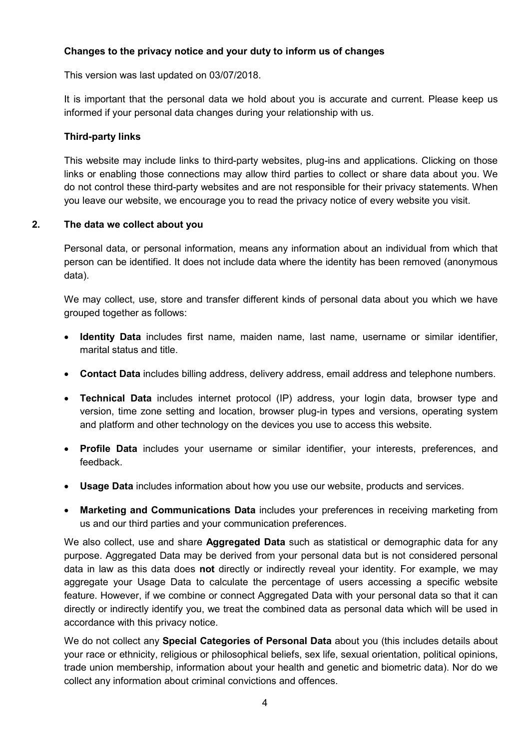**Changes to the privacy notice and your duty to inform us of changes**

This version was last updated on 03/07/2018.

It is important that the personal data we hold about you is accurate and current. Please keep us informed if your personal data changes during your relationship with us.

**Third-party links**

This website may include links to third-party websites, plug-ins and applications. Clicking on those links or enabling those connections may allow third parties to collect or share data about you. We do not control these third-party websites and are not responsible for their privacy statements. When you leave our website, we encourage you to read the privacy notice of every website you visit.

## 2. The data we collect about you

Personal data, or personal information, means any information about an individual from which that person can be identified. It does not include data where the identity has been removed (anonymous data).

We may collect, use, store and transfer different kinds of personal data about you which we have grouped together as follows:

- **Identity Data** includes first name, maiden name, last name, username or similar identifier, marital status and title.
- **Contact Data** includes billing address, delivery address, email address and telephone numbers.
- **Technical Data** includes internet protocol (IP) address, your login data, browser type and version, time zone setting and location, browser plug-in types and versions, operating system and platform and other technology on the devices you use to access this website.
- **Profile Data** includes your username or similar identifier, your interests, preferences, and feedback.
- **Usage Data** includes information about how you use our website, products and services.
- **Marketing and Communications Data** includes your preferences in receiving marketing from us and our third parties and your communication preferences.

We also collect, use and share **Aggregated Data** such as statistical or demographic data for any purpose. Aggregated Data may be derived from your personal data but is not considered personal data in law as this data does **not** directly or indirectly reveal your identity. For example, we may aggregate your Usage Data to calculate the percentage of users accessing a specific website feature. However, if we combine or connect Aggregated Data with your personal data so that it can directly or indirectly identify you, we treat the combined data as personal data which will be used in accordance with this privacy notice.

We do not collect any **Special Categories of Personal Data** about you (this includes details about your race or ethnicity, religious or philosophical beliefs, sex life, sexual orientation, political opinions, trade union membership, information about your health and genetic and biometric data). Nor do we collect any information about criminal convictions and offences.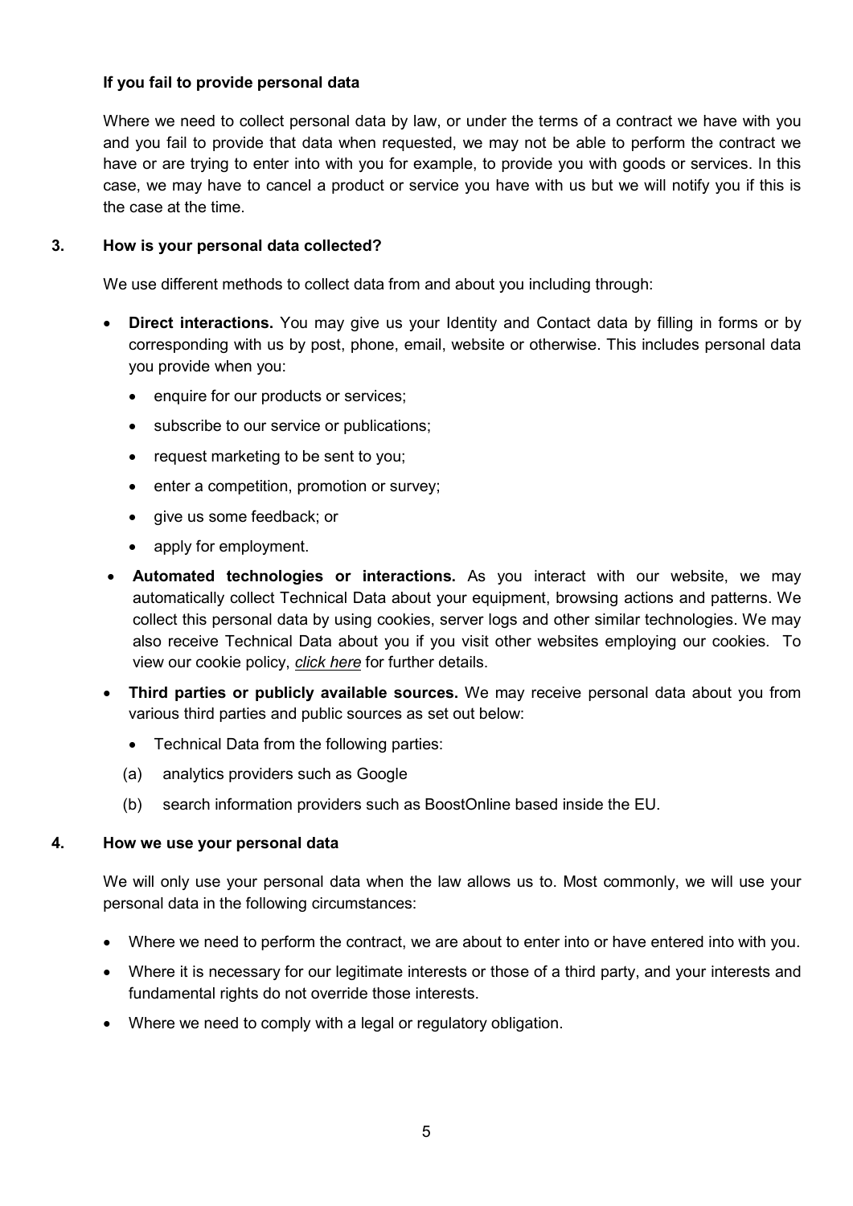**If you fail to provide personal data**

Where we need to collect personal data by law, or under the terms of a contract we have with you and you fail to provide that data when requested, we may not be able to perform the contract we have or are trying to enter into with you for example, to provide you with goods or services. In this case, we may have to cancel a product or service you have with us but we will notify you if this is the case at the time.

## 3. How is your personal data collected?

We use different methods to collect data from and about you including through:

- **Direct interactions.** You may give us your Identity and Contact data by filling in forms or by corresponding with us by post, phone, email, website or otherwise. This includes personal data you provide when you:
  - enquire for our products or services;
  - subscribe to our service or publications;
  - request marketing to be sent to you;
  - enter a competition, promotion or survey;
  - give us some feedback; or
  - apply for employment.
- **Automated technologies or interactions.** As you interact with our website, we may automatically collect Technical Data about your equipment, browsing actions and patterns. We collect this personal data by using cookies, server logs and other similar technologies. We may also receive Technical Data about you if you visit other websites employing our cookies. To view our cookie policy, *click here* for further details.
- **Third parties or publicly available sources.** We may receive personal data about you from various third parties and public sources as set out below:
  - Technical Data from the following parties:

    (a) analytics providers such as Google

    (b) search information providers such as BoostOnline based inside the EU.

## 4. How we use your personal data

We will only use your personal data when the law allows us to. Most commonly, we will use your personal data in the following circumstances:

- Where we need to perform the contract, we are about to enter into or have entered into with you.
- Where it is necessary for our legitimate interests or those of a third party, and your interests and fundamental rights do not override those interests.
- Where we need to comply with a legal or regulatory obligation.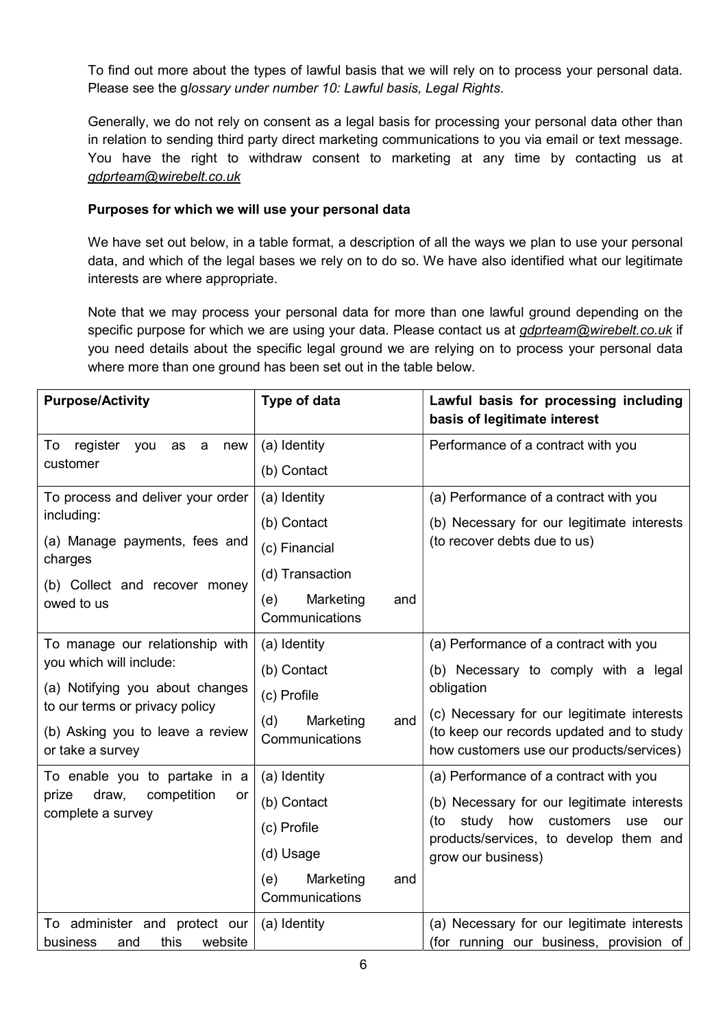To find out more about the types of lawful basis that we will rely on to process your personal data. Please see the g*lossary under number 10: Lawful basis, Legal Rights*.

Generally, we do not rely on consent as a legal basis for processing your personal data other than in relation to sending third party direct marketing communications to you via email or text message. You have the right to withdraw consent to marketing at any time by contacting us at *gdprteam@wirebelt.co.uk*

**Purposes for which we will use your personal data**

We have set out below, in a table format, a description of all the ways we plan to use your personal data, and which of the legal bases we rely on to do so. We have also identified what our legitimate interests are where appropriate.

Note that we may process your personal data for more than one lawful ground depending on the specific purpose for which we are using your data. Please contact us at *gdprteam@wirebelt.co.uk* if you need details about the specific legal ground we are relying on to process your personal data where more than one ground has been set out in the table below.

| **Purpose/Activity** | **Type of data** | **Lawful basis for processing including basis of legitimate interest** |
|---|---|---|
| To register you as a new customer | (a) Identity<br>(b) Contact | Performance of a contract with you |
| To process and deliver your order including:<br>(a) Manage payments, fees and charges<br>(b) Collect and recover money owed to us | (a) Identity<br>(b) Contact<br>(c) Financial<br>(d) Transaction<br>(e) Marketing and Communications | (a) Performance of a contract with you<br>(b) Necessary for our legitimate interests (to recover debts due to us) |
| To manage our relationship with you which will include:<br>(a) Notifying you about changes to our terms or privacy policy<br>(b) Asking you to leave a review or take a survey | (a) Identity<br>(b) Contact<br>(c) Profile<br>(d) Marketing and Communications | (a) Performance of a contract with you<br>(b) Necessary to comply with a legal obligation<br>(c) Necessary for our legitimate interests (to keep our records updated and to study how customers use our products/services) |
| To enable you to partake in a prize draw, competition or complete a survey | (a) Identity<br>(b) Contact<br>(c) Profile<br>(d) Usage<br>(e) Marketing and Communications | (a) Performance of a contract with you<br>(b) Necessary for our legitimate interests (to study how customers use our products/services, to develop them and grow our business) |
| To administer and protect our business and this website | (a) Identity | (a) Necessary for our legitimate interests (for running our business, provision of |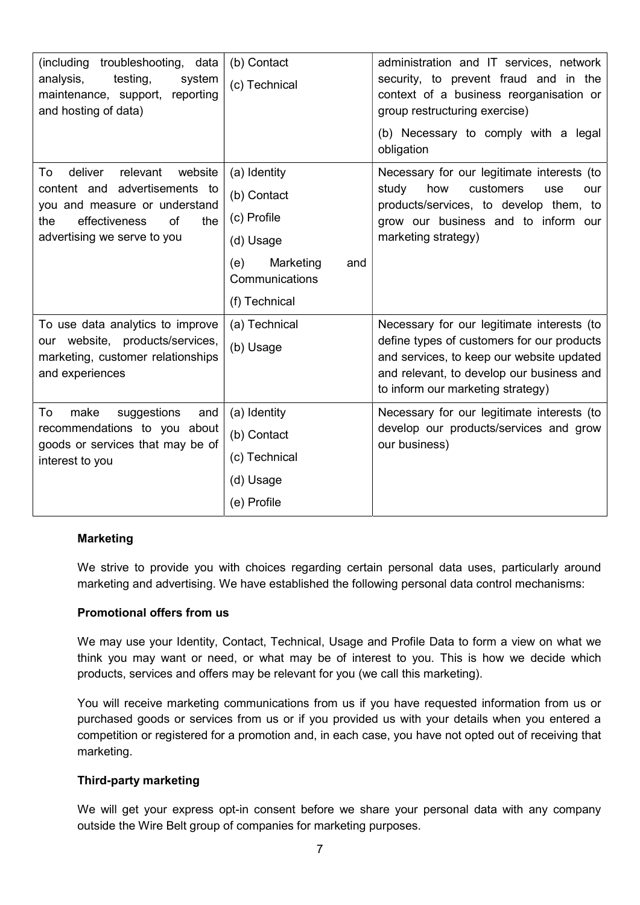| | | |
|---|---|---|
| (including troubleshooting, data analysis, testing, system maintenance, support, reporting and hosting of data) | (b) Contact<br>(c) Technical | administration and IT services, network security, to prevent fraud and in the context of a business reorganisation or group restructuring exercise)<br>(b) Necessary to comply with a legal obligation |
| To deliver relevant website content and advertisements to you and measure or understand the effectiveness of the advertising we serve to you | (a) Identity<br>(b) Contact<br>(c) Profile<br>(d) Usage<br>(e) Marketing and Communications<br>(f) Technical | Necessary for our legitimate interests (to study how customers use our products/services, to develop them, to grow our business and to inform our marketing strategy) |
| To use data analytics to improve our website, products/services, marketing, customer relationships and experiences | (a) Technical<br>(b) Usage | Necessary for our legitimate interests (to define types of customers for our products and services, to keep our website updated and relevant, to develop our business and to inform our marketing strategy) |
| To make suggestions and recommendations to you about goods or services that may be of interest to you | (a) Identity<br>(b) Contact<br>(c) Technical<br>(d) Usage<br>(e) Profile | Necessary for our legitimate interests (to develop our products/services and grow our business) |

**Marketing**

We strive to provide you with choices regarding certain personal data uses, particularly around marketing and advertising. We have established the following personal data control mechanisms:

**Promotional offers from us**

We may use your Identity, Contact, Technical, Usage and Profile Data to form a view on what we think you may want or need, or what may be of interest to you. This is how we decide which products, services and offers may be relevant for you (we call this marketing).

You will receive marketing communications from us if you have requested information from us or purchased goods or services from us or if you provided us with your details when you entered a competition or registered for a promotion and, in each case, you have not opted out of receiving that marketing.

**Third-party marketing**

We will get your express opt-in consent before we share your personal data with any company outside the Wire Belt group of companies for marketing purposes.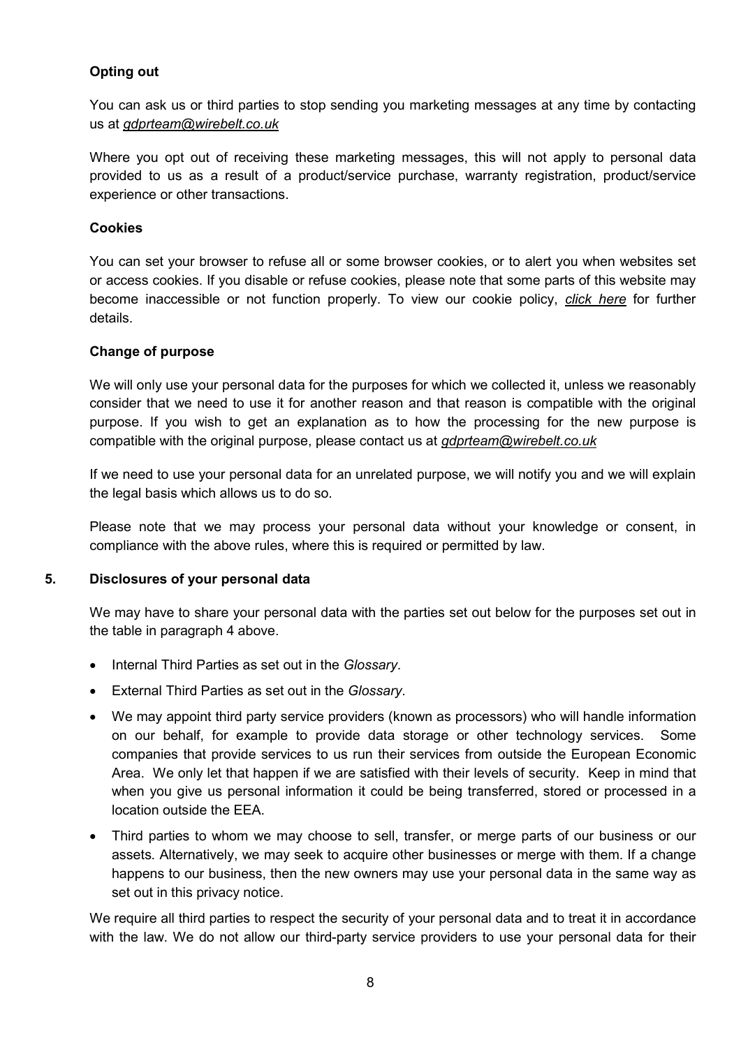**Opting out**

You can ask us or third parties to stop sending you marketing messages at any time by contacting us at *gdprteam@wirebelt.co.uk*

Where you opt out of receiving these marketing messages, this will not apply to personal data provided to us as a result of a product/service purchase, warranty registration, product/service experience or other transactions.

**Cookies**

You can set your browser to refuse all or some browser cookies, or to alert you when websites set or access cookies. If you disable or refuse cookies, please note that some parts of this website may become inaccessible or not function properly. To view our cookie policy, *click here* for further details.

**Change of purpose**

We will only use your personal data for the purposes for which we collected it, unless we reasonably consider that we need to use it for another reason and that reason is compatible with the original purpose. If you wish to get an explanation as to how the processing for the new purpose is compatible with the original purpose, please contact us at *gdprteam@wirebelt.co.uk*

If we need to use your personal data for an unrelated purpose, we will notify you and we will explain the legal basis which allows us to do so.

Please note that we may process your personal data without your knowledge or consent, in compliance with the above rules, where this is required or permitted by law.

## 5. Disclosures of your personal data

We may have to share your personal data with the parties set out below for the purposes set out in the table in paragraph 4 above.

- Internal Third Parties as set out in the *Glossary*.
- External Third Parties as set out in the *Glossary*.
- We may appoint third party service providers (known as processors) who will handle information on our behalf, for example to provide data storage or other technology services. Some companies that provide services to us run their services from outside the European Economic Area. We only let that happen if we are satisfied with their levels of security. Keep in mind that when you give us personal information it could be being transferred, stored or processed in a location outside the EEA.
- Third parties to whom we may choose to sell, transfer, or merge parts of our business or our assets. Alternatively, we may seek to acquire other businesses or merge with them. If a change happens to our business, then the new owners may use your personal data in the same way as set out in this privacy notice.

We require all third parties to respect the security of your personal data and to treat it in accordance with the law. We do not allow our third-party service providers to use your personal data for their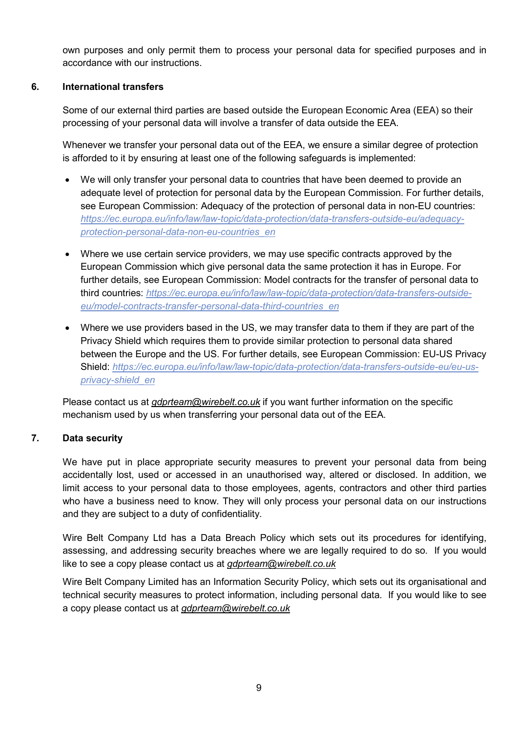own purposes and only permit them to process your personal data for specified purposes and in accordance with our instructions.

## 6. International transfers

Some of our external third parties are based outside the European Economic Area (EEA) so their processing of your personal data will involve a transfer of data outside the EEA.

Whenever we transfer your personal data out of the EEA, we ensure a similar degree of protection is afforded to it by ensuring at least one of the following safeguards is implemented:

- We will only transfer your personal data to countries that have been deemed to provide an adequate level of protection for personal data by the European Commission. For further details, see European Commission: Adequacy of the protection of personal data in non-EU countries: *https://ec.europa.eu/info/law/law-topic/data-protection/data-transfers-outside-eu/adequacy-protection-personal-data-non-eu-countries_en*
- Where we use certain service providers, we may use specific contracts approved by the European Commission which give personal data the same protection it has in Europe. For further details, see European Commission: Model contracts for the transfer of personal data to third countries: *https://ec.europa.eu/info/law/law-topic/data-protection/data-transfers-outside-eu/model-contracts-transfer-personal-data-third-countries_en*
- Where we use providers based in the US, we may transfer data to them if they are part of the Privacy Shield which requires them to provide similar protection to personal data shared between the Europe and the US. For further details, see European Commission: EU-US Privacy Shield: *https://ec.europa.eu/info/law/law-topic/data-protection/data-transfers-outside-eu/eu-us-privacy-shield_en*

Please contact us at *gdprteam@wirebelt.co.uk* if you want further information on the specific mechanism used by us when transferring your personal data out of the EEA.

## 7. Data security

We have put in place appropriate security measures to prevent your personal data from being accidentally lost, used or accessed in an unauthorised way, altered or disclosed. In addition, we limit access to your personal data to those employees, agents, contractors and other third parties who have a business need to know. They will only process your personal data on our instructions and they are subject to a duty of confidentiality.

Wire Belt Company Ltd has a Data Breach Policy which sets out its procedures for identifying, assessing, and addressing security breaches where we are legally required to do so. If you would like to see a copy please contact us at *gdprteam@wirebelt.co.uk*

Wire Belt Company Limited has an Information Security Policy, which sets out its organisational and technical security measures to protect information, including personal data. If you would like to see a copy please contact us at *gdprteam@wirebelt.co.uk*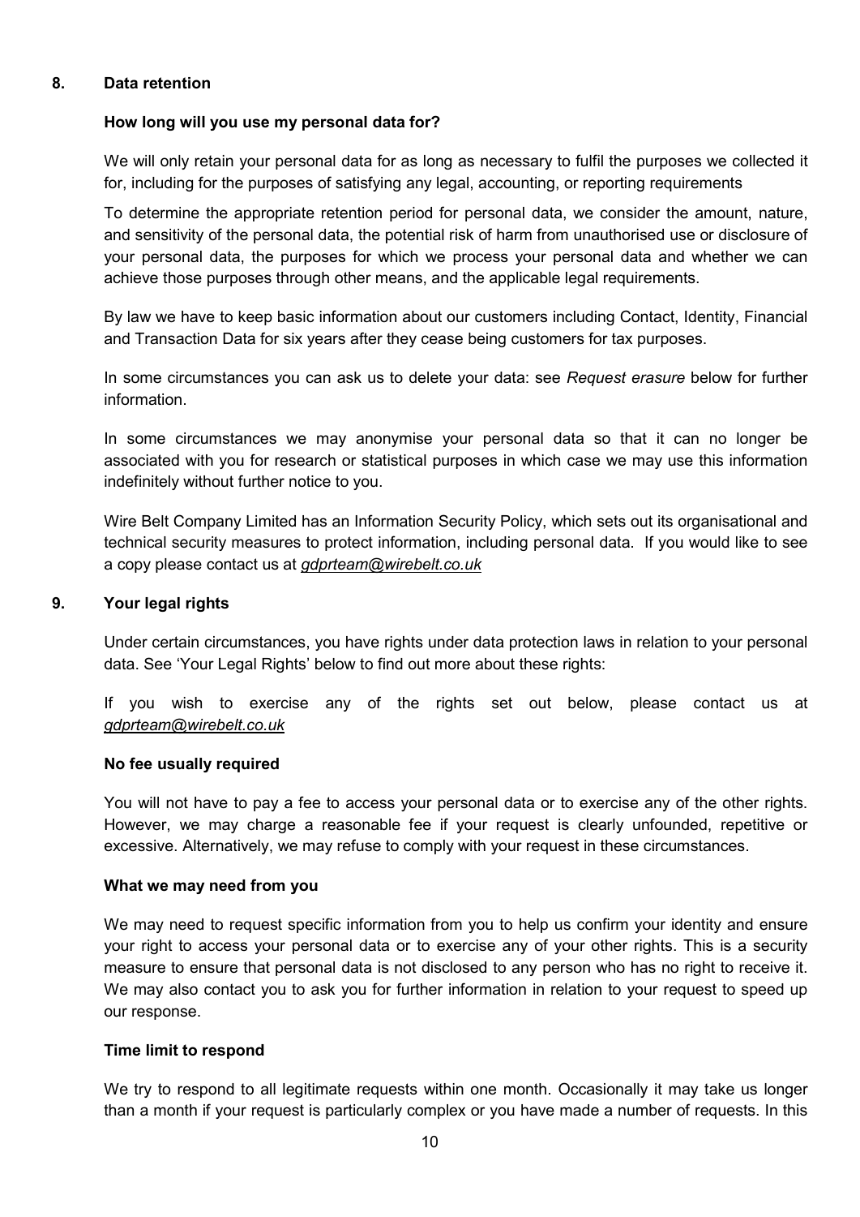## 8. Data retention

### How long will you use my personal data for?

We will only retain your personal data for as long as necessary to fulfil the purposes we collected it for, including for the purposes of satisfying any legal, accounting, or reporting requirements

To determine the appropriate retention period for personal data, we consider the amount, nature, and sensitivity of the personal data, the potential risk of harm from unauthorised use or disclosure of your personal data, the purposes for which we process your personal data and whether we can achieve those purposes through other means, and the applicable legal requirements.

By law we have to keep basic information about our customers including Contact, Identity, Financial and Transaction Data for six years after they cease being customers for tax purposes.

In some circumstances you can ask us to delete your data: see *Request erasure* below for further information.

In some circumstances we may anonymise your personal data so that it can no longer be associated with you for research or statistical purposes in which case we may use this information indefinitely without further notice to you.

Wire Belt Company Limited has an Information Security Policy, which sets out its organisational and technical security measures to protect information, including personal data. If you would like to see a copy please contact us at *gdprteam@wirebelt.co.uk*

## 9. Your legal rights

Under certain circumstances, you have rights under data protection laws in relation to your personal data. See 'Your Legal Rights' below to find out more about these rights:

If you wish to exercise any of the rights set out below, please contact us at *gdprteam@wirebelt.co.uk*

### No fee usually required

You will not have to pay a fee to access your personal data or to exercise any of the other rights. However, we may charge a reasonable fee if your request is clearly unfounded, repetitive or excessive. Alternatively, we may refuse to comply with your request in these circumstances.

### What we may need from you

We may need to request specific information from you to help us confirm your identity and ensure your right to access your personal data or to exercise any of your other rights. This is a security measure to ensure that personal data is not disclosed to any person who has no right to receive it. We may also contact you to ask you for further information in relation to your request to speed up our response.

### Time limit to respond

We try to respond to all legitimate requests within one month. Occasionally it may take us longer than a month if your request is particularly complex or you have made a number of requests. In this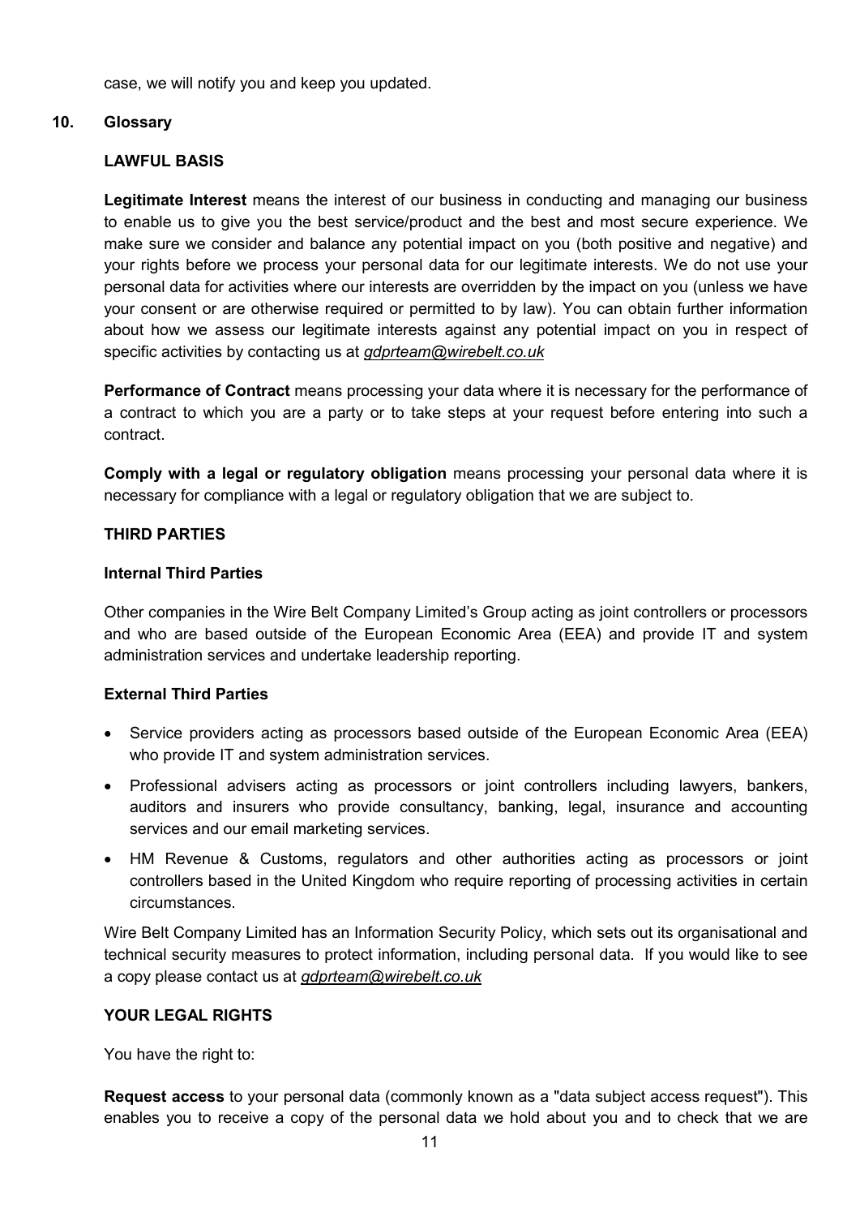case, we will notify you and keep you updated.

## 10. Glossary

### LAWFUL BASIS

**Legitimate Interest** means the interest of our business in conducting and managing our business to enable us to give you the best service/product and the best and most secure experience. We make sure we consider and balance any potential impact on you (both positive and negative) and your rights before we process your personal data for our legitimate interests. We do not use your personal data for activities where our interests are overridden by the impact on you (unless we have your consent or are otherwise required or permitted to by law). You can obtain further information about how we assess our legitimate interests against any potential impact on you in respect of specific activities by contacting us at *gdprteam@wirebelt.co.uk*

**Performance of Contract** means processing your data where it is necessary for the performance of a contract to which you are a party or to take steps at your request before entering into such a contract.

**Comply with a legal or regulatory obligation** means processing your personal data where it is necessary for compliance with a legal or regulatory obligation that we are subject to.

### THIRD PARTIES

**Internal Third Parties**

Other companies in the Wire Belt Company Limited's Group acting as joint controllers or processors and who are based outside of the European Economic Area (EEA) and provide IT and system administration services and undertake leadership reporting.

**External Third Parties**

- Service providers acting as processors based outside of the European Economic Area (EEA) who provide IT and system administration services.
- Professional advisers acting as processors or joint controllers including lawyers, bankers, auditors and insurers who provide consultancy, banking, legal, insurance and accounting services and our email marketing services.
- HM Revenue & Customs, regulators and other authorities acting as processors or joint controllers based in the United Kingdom who require reporting of processing activities in certain circumstances.

Wire Belt Company Limited has an Information Security Policy, which sets out its organisational and technical security measures to protect information, including personal data. If you would like to see a copy please contact us at *gdprteam@wirebelt.co.uk*

### YOUR LEGAL RIGHTS

You have the right to:

**Request access** to your personal data (commonly known as a "data subject access request"). This enables you to receive a copy of the personal data we hold about you and to check that we are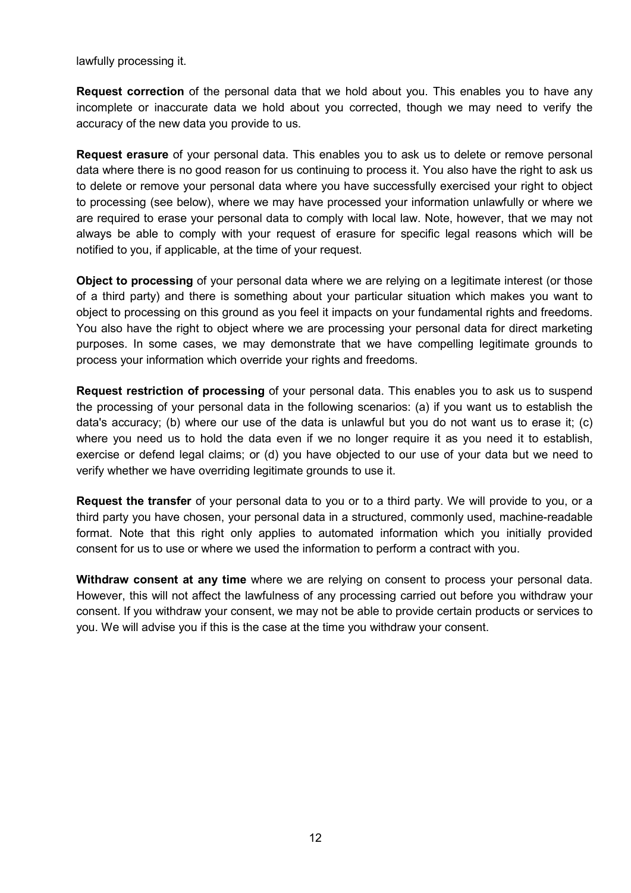lawfully processing it.

**Request correction** of the personal data that we hold about you. This enables you to have any incomplete or inaccurate data we hold about you corrected, though we may need to verify the accuracy of the new data you provide to us.

**Request erasure** of your personal data. This enables you to ask us to delete or remove personal data where there is no good reason for us continuing to process it. You also have the right to ask us to delete or remove your personal data where you have successfully exercised your right to object to processing (see below), where we may have processed your information unlawfully or where we are required to erase your personal data to comply with local law. Note, however, that we may not always be able to comply with your request of erasure for specific legal reasons which will be notified to you, if applicable, at the time of your request.

**Object to processing** of your personal data where we are relying on a legitimate interest (or those of a third party) and there is something about your particular situation which makes you want to object to processing on this ground as you feel it impacts on your fundamental rights and freedoms. You also have the right to object where we are processing your personal data for direct marketing purposes. In some cases, we may demonstrate that we have compelling legitimate grounds to process your information which override your rights and freedoms.

**Request restriction of processing** of your personal data. This enables you to ask us to suspend the processing of your personal data in the following scenarios: (a) if you want us to establish the data's accuracy; (b) where our use of the data is unlawful but you do not want us to erase it; (c) where you need us to hold the data even if we no longer require it as you need it to establish, exercise or defend legal claims; or (d) you have objected to our use of your data but we need to verify whether we have overriding legitimate grounds to use it.

**Request the transfer** of your personal data to you or to a third party. We will provide to you, or a third party you have chosen, your personal data in a structured, commonly used, machine-readable format. Note that this right only applies to automated information which you initially provided consent for us to use or where we used the information to perform a contract with you.

**Withdraw consent at any time** where we are relying on consent to process your personal data. However, this will not affect the lawfulness of any processing carried out before you withdraw your consent. If you withdraw your consent, we may not be able to provide certain products or services to you. We will advise you if this is the case at the time you withdraw your consent.